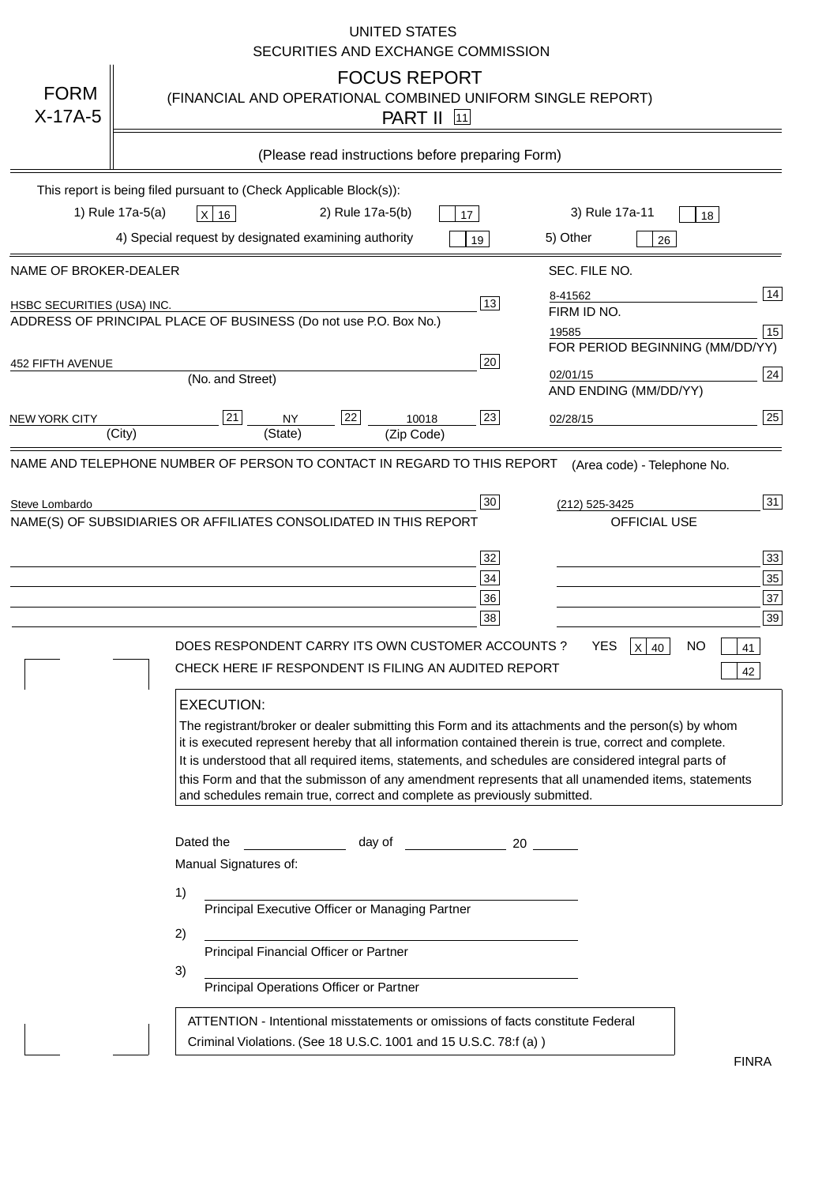UNITED STATES
SECURITIES AND EXCHANGE COMMISSION

FORM X-17A-5

# FOCUS REPORT

(FINANCIAL AND OPERATIONAL COMBINED UNIFORM SINGLE REPORT)

PART II [11]

(Please read instructions before preparing Form)

This report is being filed pursuant to (Check Applicable Block(s)):

1) Rule 17a-5(a) [X] 16 2) Rule 17a-5(b) [ ] 17 3) Rule 17a-11 [ ] 18

4) Special request by designated examining authority [ ] 19 5) Other [ ] 26

| NAME OF BROKER-DEALER | | SEC. FILE NO. | |
|---|---|---|---|
| HSBC SECURITIES (USA) INC. | 13 | 8-41562 | 14 |
| ADDRESS OF PRINCIPAL PLACE OF BUSINESS (Do not use P.O. Box No.) | | FIRM ID NO. | |
| | | 19585 | 15 |
| | | FOR PERIOD BEGINNING (MM/DD/YY) | |
| 452 FIFTH AVENUE (No. and Street) | 20 | 02/01/15 | 24 |
| | | AND ENDING (MM/DD/YY) | |
| NEW YORK CITY (City) [21] NY (State) [22] 10018 (Zip Code) | 23 | 02/28/15 | 25 |

| NAME AND TELEPHONE NUMBER OF PERSON TO CONTACT IN REGARD TO THIS REPORT | | (Area code) - Telephone No. | |
|---|---|---|---|
| Steve Lombardo | 30 | (212) 525-3425 | 31 |
| NAME(S) OF SUBSIDIARIES OR AFFILIATES CONSOLIDATED IN THIS REPORT | | OFFICIAL USE | |
| | 32 | | 33 |
| | 34 | | 35 |
| | 36 | | 37 |
| | 38 | | 39 |

DOES RESPONDENT CARRY ITS OWN CUSTOMER ACCOUNTS ? YES [X] 40 NO [ ] 41

CHECK HERE IF RESPONDENT IS FILING AN AUDITED REPORT [ ] 42

**EXECUTION:**

The registrant/broker or dealer submitting this Form and its attachments and the person(s) by whom it is executed represent hereby that all information contained therein is true, correct and complete. It is understood that all required items, statements, and schedules are considered integral parts of this Form and that the submisson of any amendment represents that all unamended items, statements and schedules remain true, correct and complete as previously submitted.

Dated the ____________ day of ____________ 20 ______

Manual Signatures of:

1) ______________________________
Principal Executive Officer or Managing Partner

2) ______________________________
Principal Financial Officer or Partner

3) ______________________________
Principal Operations Officer or Partner

ATTENTION - Intentional misstatements or omissions of facts constitute Federal Criminal Violations. (See 18 U.S.C. 1001 and 15 U.S.C. 78:f (a) )

FINRA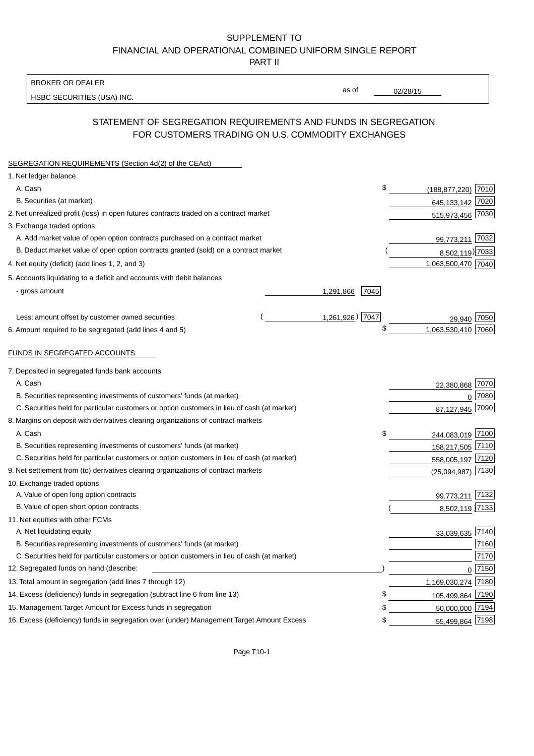SUPPLEMENT TO
FINANCIAL AND OPERATIONAL COMBINED UNIFORM SINGLE REPORT
PART II

| BROKER OR DEALER | | |
|---|---|---|
| HSBC SECURITIES (USA) INC. | as of | 02/28/15 |

## STATEMENT OF SEGREGATION REQUIREMENTS AND FUNDS IN SEGREGATION FOR CUSTOMERS TRADING ON U.S. COMMODITY EXCHANGES

| | | | | |
|---|---|---|---|---|
| **SEGREGATION REQUIREMENTS (Section 4d(2) of the CEAct)** | | | | |
| 1. Net ledger balance | | | | |
| A. Cash | | | $ (188,877,220) | 7010 |
| B. Securities (at market) | | | 645,133,142 | 7020 |
| 2. Net unrealized profit (loss) in open futures contracts traded on a contract market | | | 515,973,456 | 7030 |
| 3. Exchange traded options | | | | |
| A. Add market value of open option contracts purchased on a contract market | | | 99,773,211 | 7032 |
| B. Deduct market value of open option contracts granted (sold) on a contract market | | | ( 8,502,119) | 7033 |
| 4. Net equity (deficit) (add lines 1, 2, and 3) | | | 1,063,500,470 | 7040 |
| 5. Accounts liquidating to a deficit and accounts with debit balances | | | | |
| - gross amount | 1,291,866 | 7045 | | |
| Less: amount offset by customer owned securities | ( 1,261,926) | 7047 | 29,940 | 7050 |
| 6. Amount required to be segregated (add lines 4 and 5) | | | $ 1,063,530,410 | 7060 |
| **FUNDS IN SEGREGATED ACCOUNTS** | | | | |
| 7. Deposited in segregated funds bank accounts | | | | |
| A. Cash | | | 22,380,868 | 7070 |
| B. Securities representing investments of customers' funds (at market) | | | 0 | 7080 |
| C. Securities held for particular customers or option customers in lieu of cash (at market) | | | 87,127,945 | 7090 |
| 8. Margins on deposit with derivatives clearing organizations of contract markets | | | | |
| A. Cash | | | $ 244,083,019 | 7100 |
| B. Securities representing investments of customers' funds (at market) | | | 158,217,505 | 7110 |
| C. Securities held for particular customers or option customers in lieu of cash (at market) | | | 558,005,197 | 7120 |
| 9. Net settlement from (to) derivatives clearing organizations of contract markets | | | (25,094,987) | 7130 |
| 10. Exchange traded options | | | | |
| A. Value of open long option contracts | | | 99,773,211 | 7132 |
| B. Value of open short option contracts | | | ( 8,502,119) | 7133 |
| 11. Net equities with other FCMs | | | | |
| A. Net liquidating equity | | | 33,039,635 | 7140 |
| B. Securities representing investments of customers' funds (at market) | | | | 7160 |
| C. Securities held for particular customers or option customers in lieu of cash (at market) | | | | 7170 |
| 12. Segregated funds on hand (describe: ) | | | 0 | 7150 |
| 13. Total amount in segregation (add lines 7 through 12) | | | 1,169,030,274 | 7180 |
| 14. Excess (deficiency) funds in segregation (subtract line 6 from line 13) | | | $ 105,499,864 | 7190 |
| 15. Management Target Amount for Excess funds in segregation | | | $ 50,000,000 | 7194 |
| 16. Excess (deficiency) funds in segregation over (under) Management Target Amount Excess | | | $ 55,499,864 | 7198 |

Page T10-1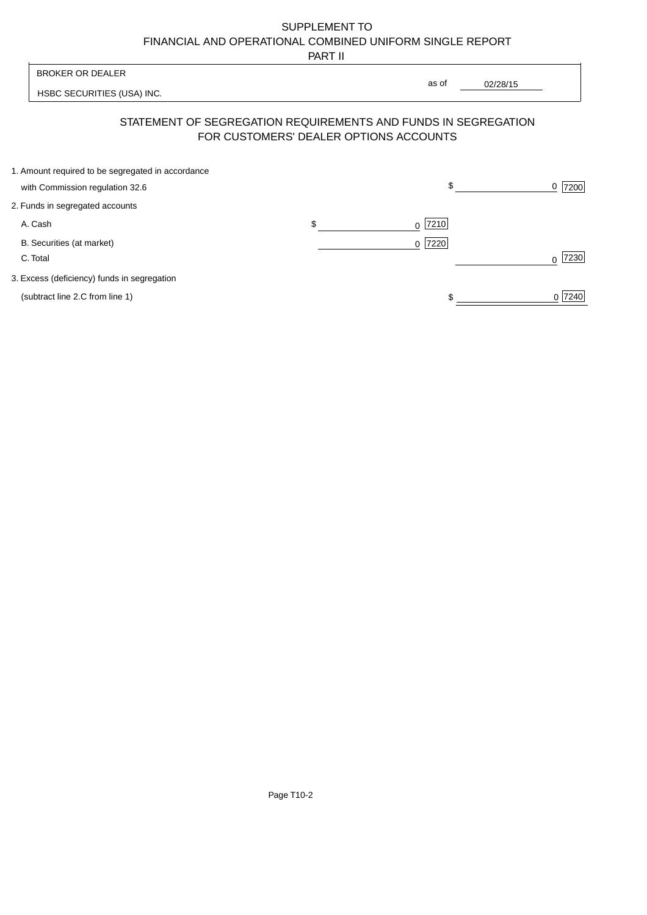SUPPLEMENT TO
FINANCIAL AND OPERATIONAL COMBINED UNIFORM SINGLE REPORT
PART II

BROKER OR DEALER

HSBC SECURITIES (USA) INC.

as of 02/28/15

## STATEMENT OF SEGREGATION REQUIREMENTS AND FUNDS IN SEGREGATION FOR CUSTOMERS' DEALER OPTIONS ACCOUNTS

| | | |
|---|---|---|
| 1. Amount required to be segregated in accordance with Commission regulation 32.6 | | $ 0 [7200] |
| 2. Funds in segregated accounts | | |
| A. Cash | $ 0 [7210] | |
| B. Securities (at market) | 0 [7220] | |
| C. Total | | 0 [7230] |
| 3. Excess (deficiency) funds in segregation (subtract line 2.C from line 1) | | $ 0 [7240] |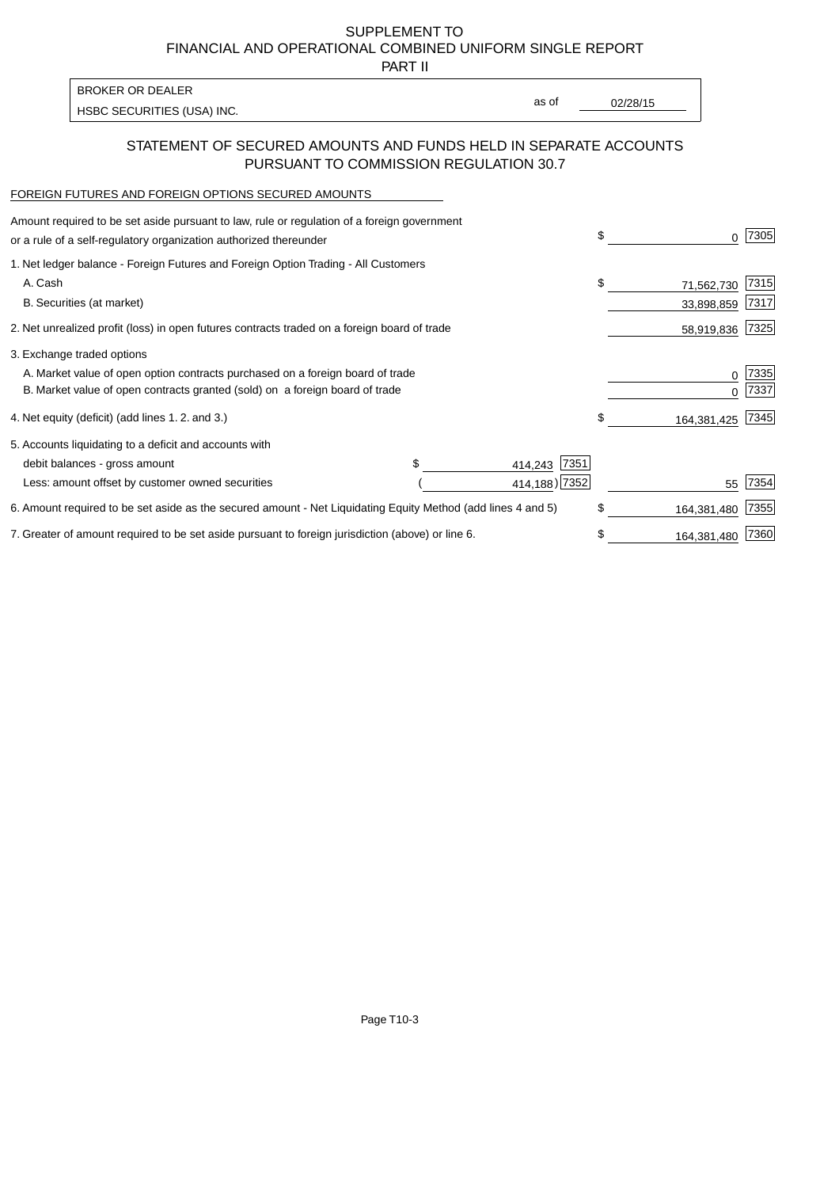SUPPLEMENT TO
FINANCIAL AND OPERATIONAL COMBINED UNIFORM SINGLE REPORT
PART II

| BROKER OR DEALER | | |
|---|---|---|
| HSBC SECURITIES (USA) INC. | as of | 02/28/15 |

## STATEMENT OF SECURED AMOUNTS AND FUNDS HELD IN SEPARATE ACCOUNTS PURSUANT TO COMMISSION REGULATION 30.7

FOREIGN FUTURES AND FOREIGN OPTIONS SECURED AMOUNTS

| | | | | |
|---|---|---|---|---|
| Amount required to be set aside pursuant to law, rule or regulation of a foreign government or a rule of a self-regulatory organization authorized thereunder | | | $ 0 | 7305 |
| 1. Net ledger balance - Foreign Futures and Foreign Option Trading - All Customers | | | | |
| A. Cash | | | $ 71,562,730 | 7315 |
| B. Securities (at market) | | | 33,898,859 | 7317 |
| 2. Net unrealized profit (loss) in open futures contracts traded on a foreign board of trade | | | 58,919,836 | 7325 |
| 3. Exchange traded options | | | | |
| A. Market value of open option contracts purchased on a foreign board of trade | | | 0 | 7335 |
| B. Market value of open contracts granted (sold) on a foreign board of trade | | | 0 | 7337 |
| 4. Net equity (deficit) (add lines 1. 2. and 3.) | | | $ 164,381,425 | 7345 |
| 5. Accounts liquidating to a deficit and accounts with | | | | |
| debit balances - gross amount | $ 414,243 | 7351 | | |
| Less: amount offset by customer owned securities | ( 414,188) | 7352 | 55 | 7354 |
| 6. Amount required to be set aside as the secured amount - Net Liquidating Equity Method (add lines 4 and 5) | | | $ 164,381,480 | 7355 |
| 7. Greater of amount required to be set aside pursuant to foreign jurisdiction (above) or line 6. | | | $ 164,381,480 | 7360 |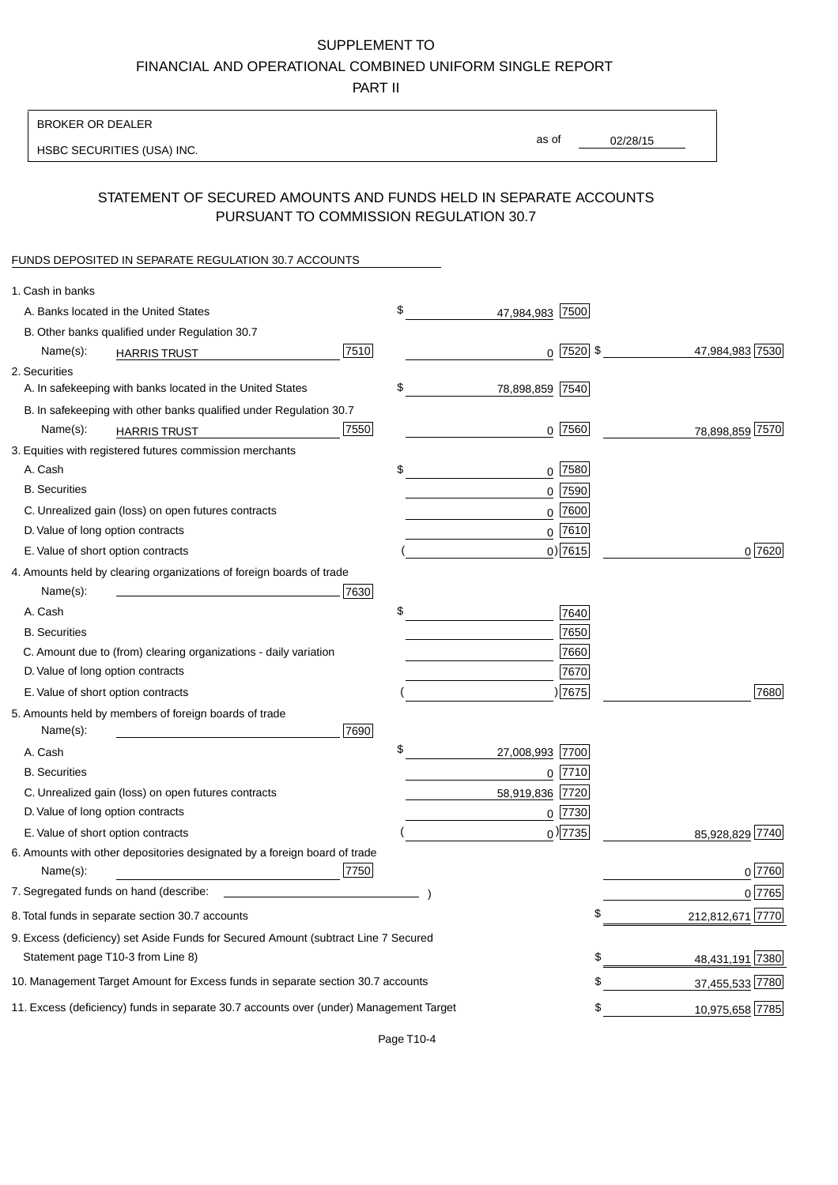SUPPLEMENT TO
FINANCIAL AND OPERATIONAL COMBINED UNIFORM SINGLE REPORT
PART II

BROKER OR DEALER
HSBC SECURITIES (USA) INC.

as of 02/28/15

## STATEMENT OF SECURED AMOUNTS AND FUNDS HELD IN SEPARATE ACCOUNTS PURSUANT TO COMMISSION REGULATION 30.7

FUNDS DEPOSITED IN SEPARATE REGULATION 30.7 ACCOUNTS

| | | | |
|---|---|---|---|
| 1. Cash in banks | | | |
| A. Banks located in the United States | | $ 47,984,983 [7500] | |
| B. Other banks qualified under Regulation 30.7 | | | |
| Name(s): HARRIS TRUST | [7510] | 0 [7520] | $ 47,984,983 [7530] |
| 2. Securities | | | |
| A. In safekeeping with banks located in the United States | | $ 78,898,859 [7540] | |
| B. In safekeeping with other banks qualified under Regulation 30.7 | | | |
| Name(s): HARRIS TRUST | [7550] | 0 [7560] | 78,898,859 [7570] |
| 3. Equities with registered futures commission merchants | | | |
| A. Cash | | $ 0 [7580] | |
| B. Securities | | 0 [7590] | |
| C. Unrealized gain (loss) on open futures contracts | | 0 [7600] | |
| D. Value of long option contracts | | 0 [7610] | |
| E. Value of short option contracts | | ( 0 ) [7615] | 0 [7620] |
| 4. Amounts held by clearing organizations of foreign boards of trade | | | |
| Name(s): | [7630] | | |
| A. Cash | | $ [7640] | |
| B. Securities | | [7650] | |
| C. Amount due to (from) clearing organizations - daily variation | | [7660] | |
| D. Value of long option contracts | | [7670] | |
| E. Value of short option contracts | | ( ) [7675] | [7680] |
| 5. Amounts held by members of foreign boards of trade | | | |
| Name(s): | [7690] | | |
| A. Cash | | $ 27,008,993 [7700] | |
| B. Securities | | 0 [7710] | |
| C. Unrealized gain (loss) on open futures contracts | | 58,919,836 [7720] | |
| D. Value of long option contracts | | 0 [7730] | |
| E. Value of short option contracts | | ( 0 ) [7735] | 85,928,829 [7740] |
| 6. Amounts with other depositories designated by a foreign board of trade | | | |
| Name(s): | [7750] | | 0 [7760] |
| 7. Segregated funds on hand (describe: ) | | | 0 [7765] |
| 8. Total funds in separate section 30.7 accounts | | | $ 212,812,671 [7770] |
| 9. Excess (deficiency) set Aside Funds for Secured Amount (subtract Line 7 Secured Statement page T10-3 from Line 8) | | | $ 48,431,191 [7380] |
| 10. Management Target Amount for Excess funds in separate section 30.7 accounts | | | $ 37,455,533 [7780] |
| 11. Excess (deficiency) funds in separate 30.7 accounts over (under) Management Target | | | $ 10,975,658 [7785] |

Page T10-4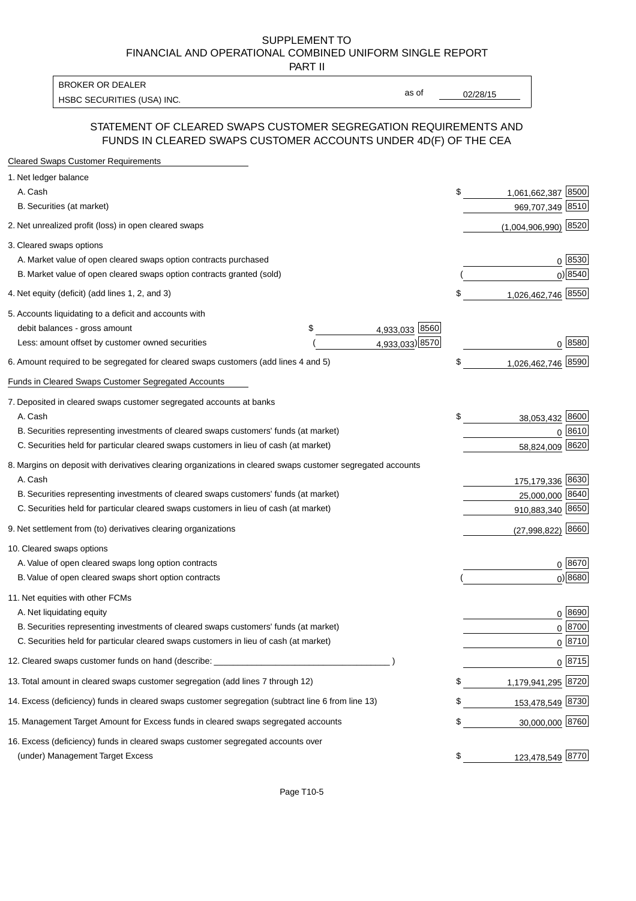SUPPLEMENT TO
FINANCIAL AND OPERATIONAL COMBINED UNIFORM SINGLE REPORT
PART II

BROKER OR DEALER
HSBC SECURITIES (USA) INC.

as of 02/28/15

## STATEMENT OF CLEARED SWAPS CUSTOMER SEGREGATION REQUIREMENTS AND FUNDS IN CLEARED SWAPS CUSTOMER ACCOUNTS UNDER 4D(F) OF THE CEA

### Cleared Swaps Customer Requirements

| | | | | |
|---|---|---|---|---|
| 1. Net ledger balance | | | | |
| A. Cash | | | $ 1,061,662,387 | 8500 |
| B. Securities (at market) | | | 969,707,349 | 8510 |
| 2. Net unrealized profit (loss) in open cleared swaps | | | (1,004,906,990) | 8520 |
| 3. Cleared swaps options | | | | |
| A. Market value of open cleared swaps option contracts purchased | | | 0 | 8530 |
| B. Market value of open cleared swaps option contracts granted (sold) | | | (0) | 8540 |
| 4. Net equity (deficit) (add lines 1, 2, and 3) | | | $ 1,026,462,746 | 8550 |
| 5. Accounts liquidating to a deficit and accounts with | | | | |
| debit balances - gross amount | $ 4,933,033 | 8560 | | |
| Less: amount offset by customer owned securities | (4,933,033) | 8570 | 0 | 8580 |
| 6. Amount required to be segregated for cleared swaps customers (add lines 4 and 5) | | | $ 1,026,462,746 | 8590 |

### Funds in Cleared Swaps Customer Segregated Accounts

| | | |
|---|---|---|
| 7. Deposited in cleared swaps customer segregated accounts at banks | | |
| A. Cash | $ 38,053,432 | 8600 |
| B. Securities representing investments of cleared swaps customers' funds (at market) | 0 | 8610 |
| C. Securities held for particular cleared swaps customers in lieu of cash (at market) | 58,824,009 | 8620 |
| 8. Margins on deposit with derivatives clearing organizations in cleared swaps customer segregated accounts | | |
| A. Cash | 175,179,336 | 8630 |
| B. Securities representing investments of cleared swaps customers' funds (at market) | 25,000,000 | 8640 |
| C. Securities held for particular cleared swaps customers in lieu of cash (at market) | 910,883,340 | 8650 |
| 9. Net settlement from (to) derivatives clearing organizations | (27,998,822) | 8660 |
| 10. Cleared swaps options | | |
| A. Value of open cleared swaps long option contracts | 0 | 8670 |
| B. Value of open cleared swaps short option contracts | (0) | 8680 |
| 11. Net equities with other FCMs | | |
| A. Net liquidating equity | 0 | 8690 |
| B. Securities representing investments of cleared swaps customers' funds (at market) | 0 | 8700 |
| C. Securities held for particular cleared swaps customers in lieu of cash (at market) | 0 | 8710 |
| 12. Cleared swaps customer funds on hand (describe: _______________ ) | 0 | 8715 |
| 13. Total amount in cleared swaps customer segregation (add lines 7 through 12) | $ 1,179,941,295 | 8720 |
| 14. Excess (deficiency) funds in cleared swaps customer segregation (subtract line 6 from line 13) | $ 153,478,549 | 8730 |
| 15. Management Target Amount for Excess funds in cleared swaps segregated accounts | $ 30,000,000 | 8760 |
| 16. Excess (deficiency) funds in cleared swaps customer segregated accounts over (under) Management Target Excess | $ 123,478,549 | 8770 |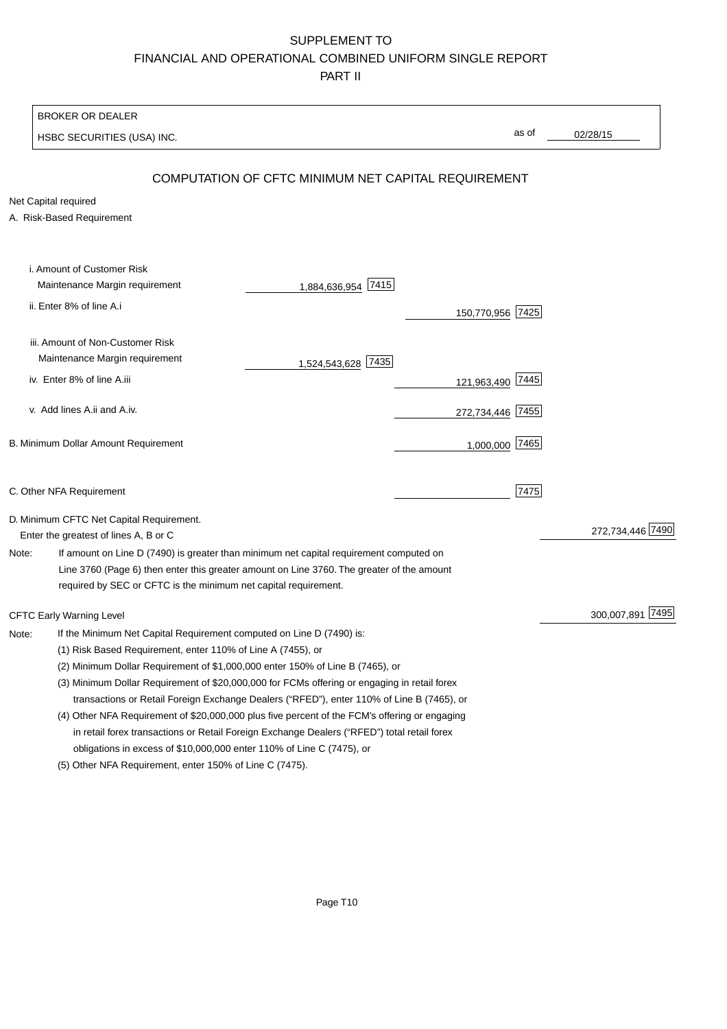# SUPPLEMENT TO
# FINANCIAL AND OPERATIONAL COMBINED UNIFORM SINGLE REPORT
# PART II

| | | |
|---|---|---|
| BROKER OR DEALER | | |
| HSBC SECURITIES (USA) INC. | as of | 02/28/15 |

## COMPUTATION OF CFTC MINIMUM NET CAPITAL REQUIREMENT

Net Capital required

A. Risk-Based Requirement

| | | | |
|---|---|---|---|
| i. Amount of Customer Risk Maintenance Margin requirement | 1,884,636,954 [7415] | | |
| ii. Enter 8% of line A.i | | 150,770,956 [7425] | |
| iii. Amount of Non-Customer Risk Maintenance Margin requirement | 1,524,543,628 [7435] | | |
| iv. Enter 8% of line A.iii | | 121,963,490 [7445] | |
| v. Add lines A.ii and A.iv. | | 272,734,446 [7455] | |
| B. Minimum Dollar Amount Requirement | | 1,000,000 [7465] | |
| C. Other NFA Requirement | | [7475] | |
| D. Minimum CFTC Net Capital Requirement. Enter the greatest of lines A, B or C | | | 272,734,446 [7490] |

Note: If amount on Line D (7490) is greater than minimum net capital requirement computed on Line 3760 (Page 6) then enter this greater amount on Line 3760. The greater of the amount required by SEC or CFTC is the minimum net capital requirement.

CFTC Early Warning Level 300,007,891 [7495]

Note: If the Minimum Net Capital Requirement computed on Line D (7490) is:

(1) Risk Based Requirement, enter 110% of Line A (7455), or

(2) Minimum Dollar Requirement of $1,000,000 enter 150% of Line B (7465), or

(3) Minimum Dollar Requirement of $20,000,000 for FCMs offering or engaging in retail forex transactions or Retail Foreign Exchange Dealers ("RFED"), enter 110% of Line B (7465), or

(4) Other NFA Requirement of $20,000,000 plus five percent of the FCM's offering or engaging in retail forex transactions or Retail Foreign Exchange Dealers ("RFED") total retail forex obligations in excess of $10,000,000 enter 110% of Line C (7475), or

(5) Other NFA Requirement, enter 150% of Line C (7475).